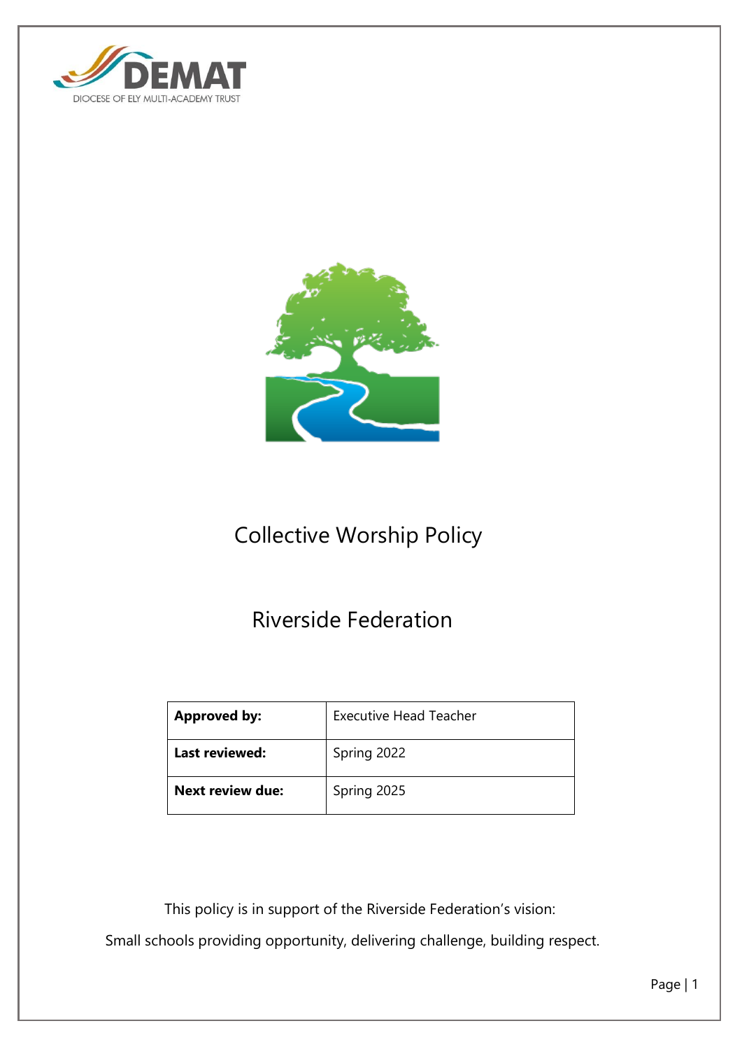DEMAT

DIOCESE OF ELY MULTI-ACADEMY TRUST

# Collective Worship Policy

## Riverside Federation

| Approved by: | Executive Head Teacher |
|---|---|
| Last reviewed: | Spring 2022 |
| Next review due: | Spring 2025 |

This policy is in support of the Riverside Federation's vision:

Small schools providing opportunity, delivering challenge, building respect.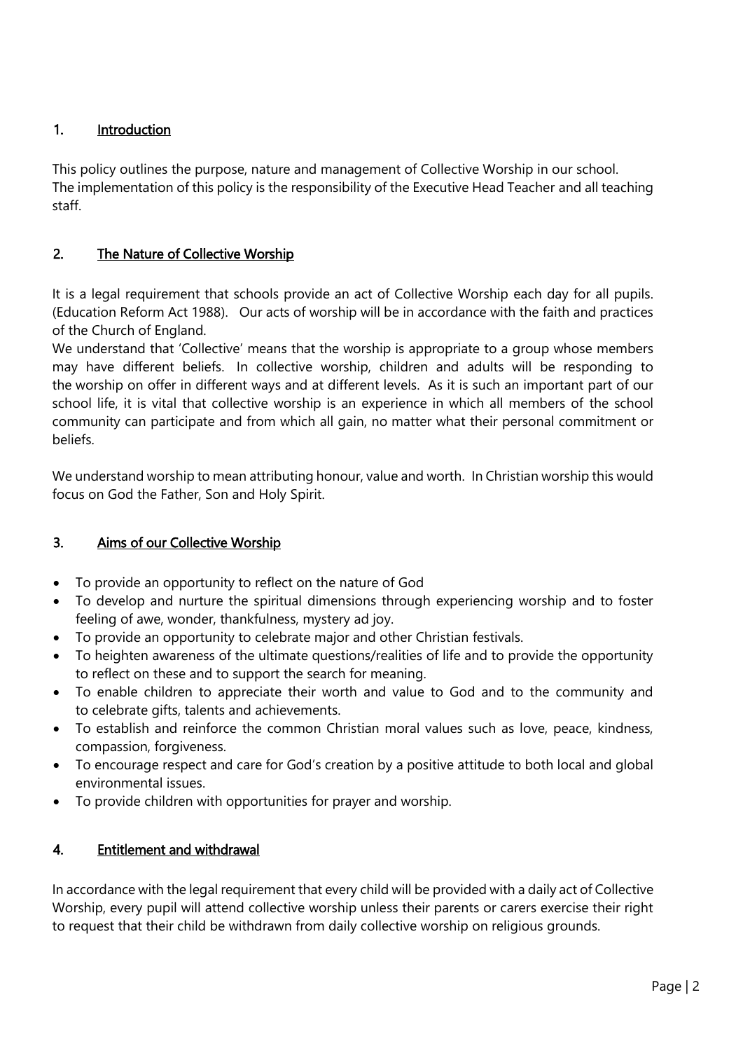## 1. Introduction

This policy outlines the purpose, nature and management of Collective Worship in our school.
The implementation of this policy is the responsibility of the Executive Head Teacher and all teaching staff.

## 2. The Nature of Collective Worship

It is a legal requirement that schools provide an act of Collective Worship each day for all pupils. (Education Reform Act 1988). Our acts of worship will be in accordance with the faith and practices of the Church of England.
We understand that 'Collective' means that the worship is appropriate to a group whose members may have different beliefs. In collective worship, children and adults will be responding to the worship on offer in different ways and at different levels. As it is such an important part of our school life, it is vital that collective worship is an experience in which all members of the school community can participate and from which all gain, no matter what their personal commitment or beliefs.

We understand worship to mean attributing honour, value and worth. In Christian worship this would focus on God the Father, Son and Holy Spirit.

## 3. Aims of our Collective Worship

- To provide an opportunity to reflect on the nature of God
- To develop and nurture the spiritual dimensions through experiencing worship and to foster feeling of awe, wonder, thankfulness, mystery ad joy.
- To provide an opportunity to celebrate major and other Christian festivals.
- To heighten awareness of the ultimate questions/realities of life and to provide the opportunity to reflect on these and to support the search for meaning.
- To enable children to appreciate their worth and value to God and to the community and to celebrate gifts, talents and achievements.
- To establish and reinforce the common Christian moral values such as love, peace, kindness, compassion, forgiveness.
- To encourage respect and care for God's creation by a positive attitude to both local and global environmental issues.
- To provide children with opportunities for prayer and worship.

## 4. Entitlement and withdrawal

In accordance with the legal requirement that every child will be provided with a daily act of Collective Worship, every pupil will attend collective worship unless their parents or carers exercise their right to request that their child be withdrawn from daily collective worship on religious grounds.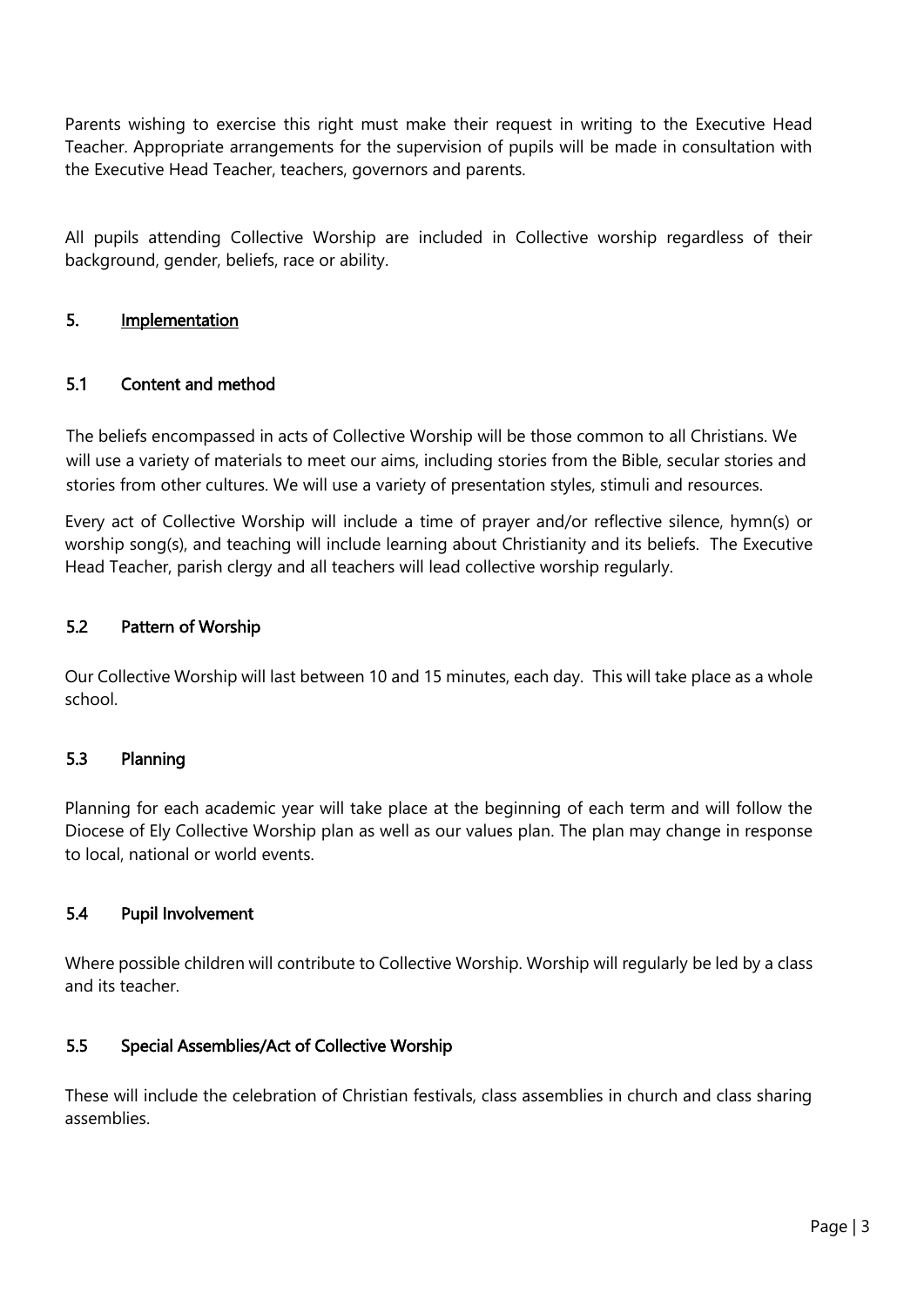Parents wishing to exercise this right must make their request in writing to the Executive Head Teacher. Appropriate arrangements for the supervision of pupils will be made in consultation with the Executive Head Teacher, teachers, governors and parents.

All pupils attending Collective Worship are included in Collective worship regardless of their background, gender, beliefs, race or ability.

## 5. Implementation

### 5.1 Content and method

The beliefs encompassed in acts of Collective Worship will be those common to all Christians. We will use a variety of materials to meet our aims, including stories from the Bible, secular stories and stories from other cultures. We will use a variety of presentation styles, stimuli and resources.

Every act of Collective Worship will include a time of prayer and/or reflective silence, hymn(s) or worship song(s), and teaching will include learning about Christianity and its beliefs. The Executive Head Teacher, parish clergy and all teachers will lead collective worship regularly.

### 5.2 Pattern of Worship

Our Collective Worship will last between 10 and 15 minutes, each day. This will take place as a whole school.

### 5.3 Planning

Planning for each academic year will take place at the beginning of each term and will follow the Diocese of Ely Collective Worship plan as well as our values plan. The plan may change in response to local, national or world events.

### 5.4 Pupil Involvement

Where possible children will contribute to Collective Worship. Worship will regularly be led by a class and its teacher.

### 5.5 Special Assemblies/Act of Collective Worship

These will include the celebration of Christian festivals, class assemblies in church and class sharing assemblies.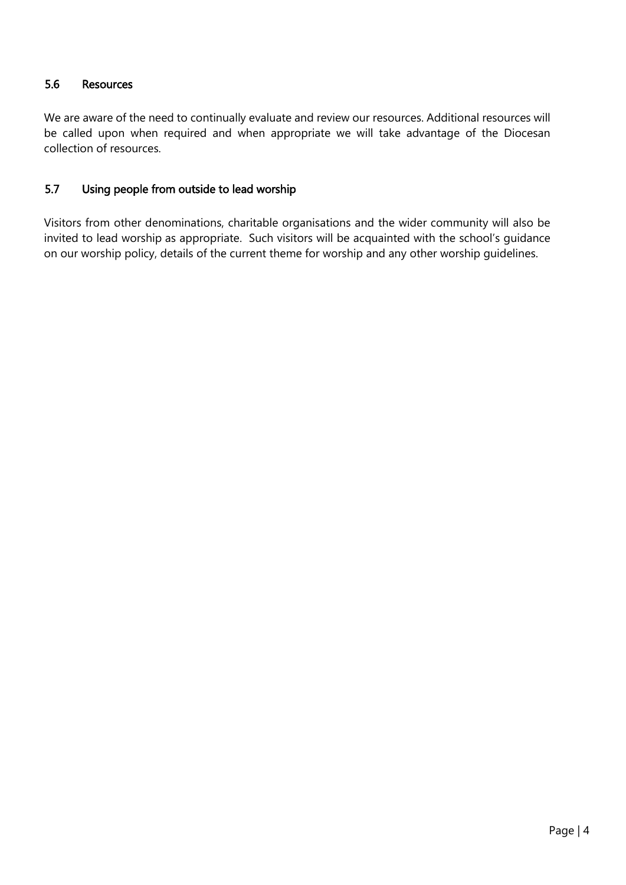### 5.6 Resources

We are aware of the need to continually evaluate and review our resources. Additional resources will be called upon when required and when appropriate we will take advantage of the Diocesan collection of resources.

### 5.7 Using people from outside to lead worship

Visitors from other denominations, charitable organisations and the wider community will also be invited to lead worship as appropriate. Such visitors will be acquainted with the school's guidance on our worship policy, details of the current theme for worship and any other worship guidelines.